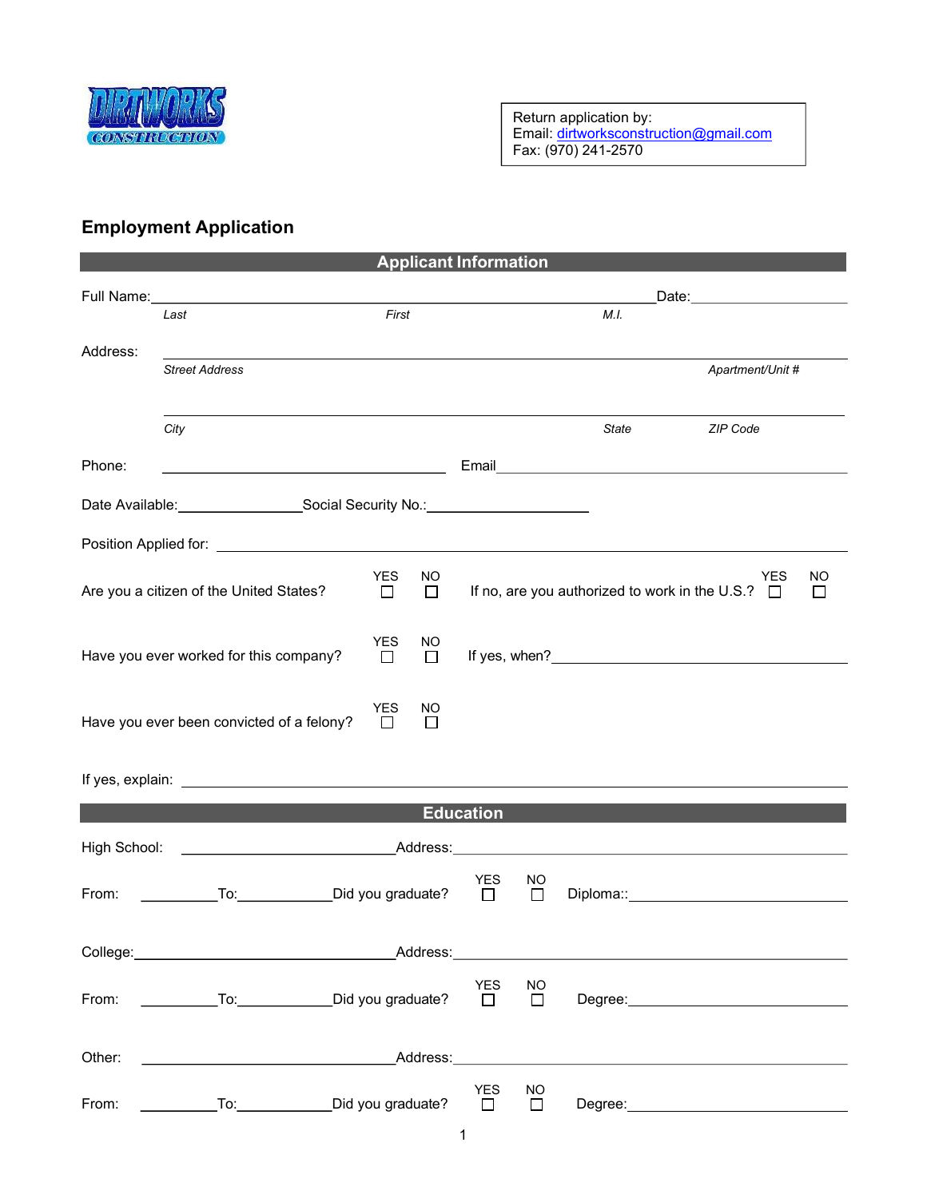DIRTWORKS CONSTRUCTION

Return application by:
Email: dirtworksconstruction@gmail.com
Fax: (970) 241-2570

## Employment Application

### Applicant Information

Full Name: ______________________________________________ Date: ______________

*Last* *First* *M.I.*

Address: ______________________________________________

*Street Address* *Apartment/Unit #*

______________________________________________

*City* *State* *ZIP Code*

Phone: ______________________ Email ______________________

Date Available: ______________ Social Security No.: ______________

Position Applied for: ______________________________________________

Are you a citizen of the United States? YES ☐ NO ☐ If no, are you authorized to work in the U.S.? YES ☐ NO ☐

Have you ever worked for this company? YES ☐ NO ☐ If yes, when? ______________________

Have you ever been convicted of a felony? YES ☐ NO ☐

If yes, explain: ______________________________________________

### Education

High School: ______________________ Address: ______________________

From: __________ To: __________ Did you graduate? YES ☐ NO ☐ Diploma:: ______________

College: ______________________ Address: ______________________

From: __________ To: __________ Did you graduate? YES ☐ NO ☐ Degree: ______________

Other: ______________________ Address: ______________________

From: __________ To: __________ Did you graduate? YES ☐ NO ☐ Degree: ______________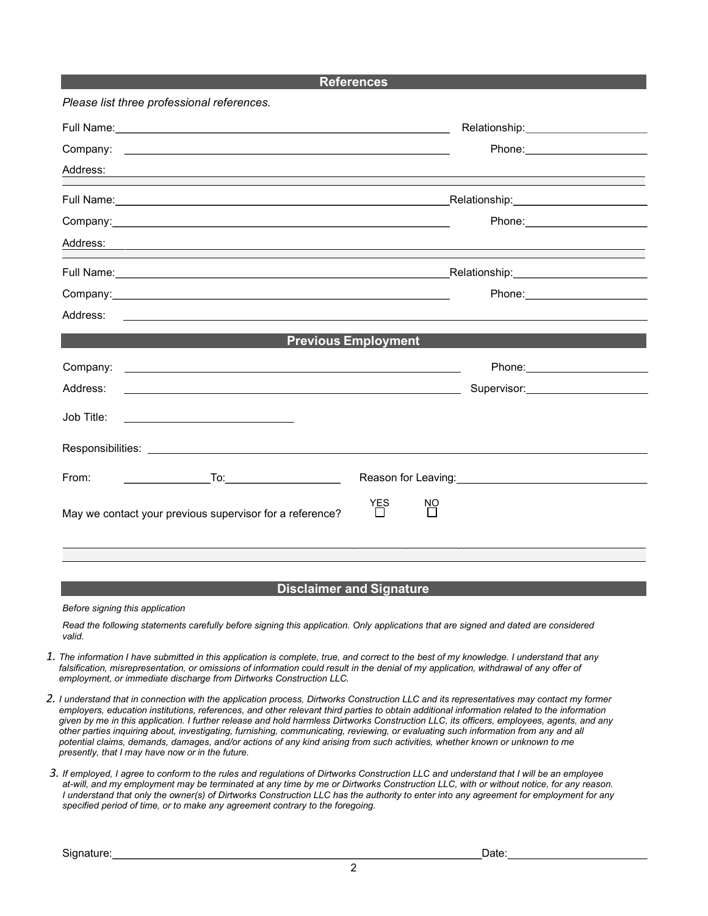## References

*Please list three professional references.*

Full Name: ______________________ Relationship: ______________________

Company: ______________________ Phone: ______________________

Address: ______________________

Full Name: ______________________ Relationship: ______________________

Company: ______________________ Phone: ______________________

Address: ______________________

Full Name: ______________________ Relationship: ______________________

Company: ______________________ Phone: ______________________

Address: ______________________

## Previous Employment

Company: ______________________ Phone: ______________________

Address: ______________________ Supervisor: ______________________

Job Title: ______________________

Responsibilities: ______________________

From: ____________ To: ____________ Reason for Leaving: ______________________

May we contact your previous supervisor for a reference? YES ☐ NO ☐

## Disclaimer and Signature

*Before signing this application*

*Read the following statements carefully before signing this application. Only applications that are signed and dated are considered valid.*

1. *The information I have submitted in this application is complete, true, and correct to the best of my knowledge. I understand that any falsification, misrepresentation, or omissions of information could result in the denial of my application, withdrawal of any offer of employment, or immediate discharge from Dirtworks Construction LLC.*
2. *I understand that in connection with the application process, Dirtworks Construction LLC and its representatives may contact my former employers, education institutions, references, and other relevant third parties to obtain additional information related to the information given by me in this application. I further release and hold harmless Dirtworks Construction LLC, its officers, employees, agents, and any other parties inquiring about, investigating, furnishing, communicating, reviewing, or evaluating such information from any and all potential claims, demands, damages, and/or actions of any kind arising from such activities, whether known or unknown to me presently, that I may have now or in the future.*
3. *If employed, I agree to conform to the rules and regulations of Dirtworks Construction LLC and understand that I will be an employee at-will, and my employment may be terminated at any time by me or Dirtworks Construction LLC, with or without notice, for any reason. I understand that only the owner(s) of Dirtworks Construction LLC has the authority to enter into any agreement for employment for any specified period of time, or to make any agreement contrary to the foregoing.*

Signature: ______________________ Date: ______________________